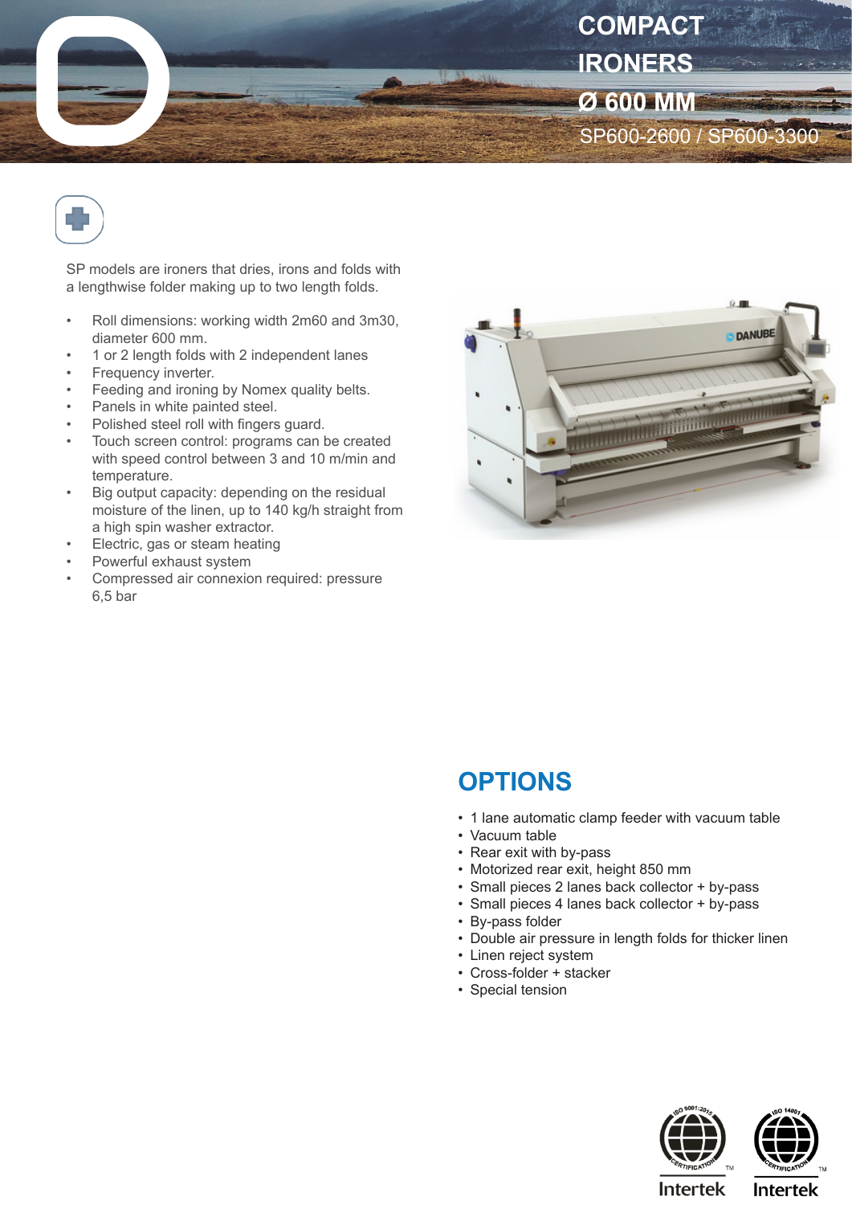# COMPACT IRONERS Ø 600 MM

SP600-2600 / SP600-3300

SP models are ironers that dries, irons and folds with a lengthwise folder making up to two length folds.

- Roll dimensions: working width 2m60 and 3m30, diameter 600 mm.
- 1 or 2 length folds with 2 independent lanes
- Frequency inverter.
- Feeding and ironing by Nomex quality belts.
- Panels in white painted steel.
- Polished steel roll with fingers guard.
- Touch screen control: programs can be created with speed control between 3 and 10 m/min and temperature.
- Big output capacity: depending on the residual moisture of the linen, up to 140 kg/h straight from a high spin washer extractor.
- Electric, gas or steam heating
- Powerful exhaust system
- Compressed air connexion required: pressure 6,5 bar

## OPTIONS

- 1 lane automatic clamp feeder with vacuum table
- Vacuum table
- Rear exit with by-pass
- Motorized rear exit, height 850 mm
- Small pieces 2 lanes back collector + by-pass
- Small pieces 4 lanes back collector + by-pass
- By-pass folder
- Double air pressure in length folds for thicker linen
- Linen reject system
- Cross-folder + stacker
- Special tension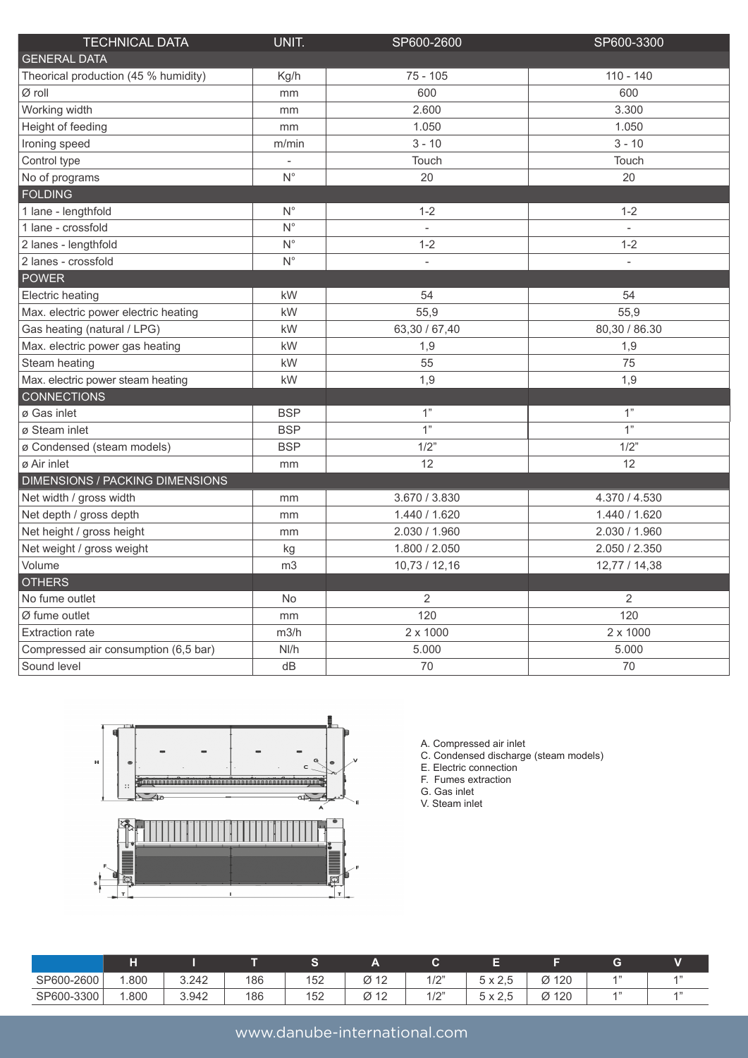| TECHNICAL DATA | UNIT. | SP600-2600 | SP600-3300 |
|---|---|---|---|
| **GENERAL DATA** | | | |
| Theorical production (45 % humidity) | Kg/h | 75 - 105 | 110 - 140 |
| Ø roll | mm | 600 | 600 |
| Working width | mm | 2.600 | 3.300 |
| Height of feeding | mm | 1.050 | 1.050 |
| Ironing speed | m/min | 3 - 10 | 3 - 10 |
| Control type | - | Touch | Touch |
| No of programs | N° | 20 | 20 |
| **FOLDING** | | | |
| 1 lane - lengthfold | N° | 1-2 | 1-2 |
| 1 lane - crossfold | N° | - | - |
| 2 lanes - lengthfold | N° | 1-2 | 1-2 |
| 2 lanes - crossfold | N° | - | - |
| **POWER** | | | |
| Electric heating | kW | 54 | 54 |
| Max. electric power electric heating | kW | 55,9 | 55,9 |
| Gas heating (natural / LPG) | kW | 63,30 / 67,40 | 80,30 / 86.30 |
| Max. electric power gas heating | kW | 1,9 | 1,9 |
| Steam heating | kW | 55 | 75 |
| Max. electric power steam heating | kW | 1,9 | 1,9 |
| **CONNECTIONS** | | | |
| ø Gas inlet | BSP | 1" | 1" |
| ø Steam inlet | BSP | 1" | 1" |
| ø Condensed (steam models) | BSP | 1/2" | 1/2" |
| ø Air inlet | mm | 12 | 12 |
| **DIMENSIONS / PACKING DIMENSIONS** | | | |
| Net width / gross width | mm | 3.670 / 3.830 | 4.370 / 4.530 |
| Net depth / gross depth | mm | 1.440 / 1.620 | 1.440 / 1.620 |
| Net height / gross height | mm | 2.030 / 1.960 | 2.030 / 1.960 |
| Net weight / gross weight | kg | 1.800 / 2.050 | 2.050 / 2.350 |
| Volume | m3 | 10,73 / 12,16 | 12,77 / 14,38 |
| **OTHERS** | | | |
| No fume outlet | No | 2 | 2 |
| Ø fume outlet | mm | 120 | 120 |
| Extraction rate | m3/h | 2 x 1000 | 2 x 1000 |
| Compressed air consumption (6,5 bar) | Nl/h | 5.000 | 5.000 |
| Sound level | dB | 70 | 70 |

A. Compressed air inlet
C. Condensed discharge (steam models)
E. Electric connection
F. Fumes extraction
G. Gas inlet
V. Steam inlet

| | H | I | T | S | A | C | E | F | G | V |
|---|---|---|---|---|---|---|---|---|---|---|
| SP600-2600 | 1.800 | 3.242 | 186 | 152 | Ø 12 | 1/2" | 5 x 2,5 | Ø 120 | 1" | 1" |
| SP600-3300 | 1.800 | 3.942 | 186 | 152 | Ø 12 | 1/2" | 5 x 2,5 | Ø 120 | 1" | 1" |

www.danube-international.com